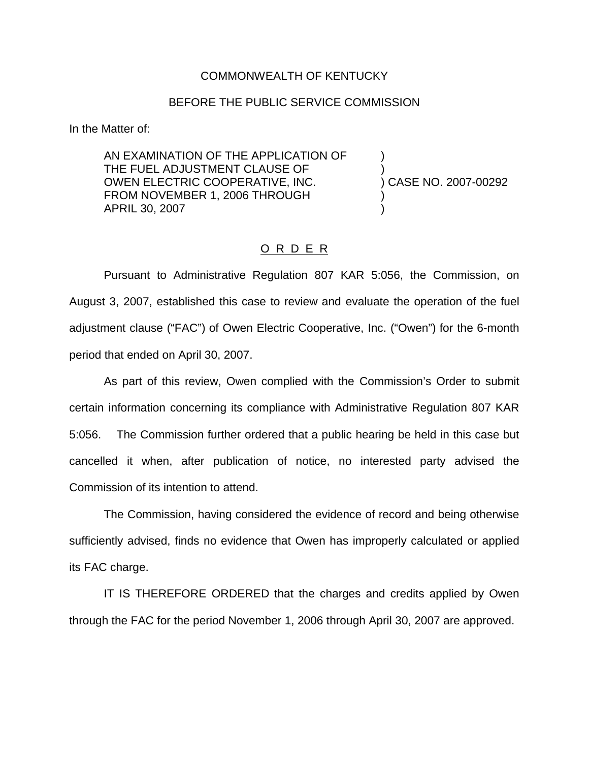COMMONWEALTH OF KENTUCKY

BEFORE THE PUBLIC SERVICE COMMISSION

In the Matter of:

| | | |
|---|---|---|
| AN EXAMINATION OF THE APPLICATION OF THE FUEL ADJUSTMENT CLAUSE OF OWEN ELECTRIC COOPERATIVE, INC. FROM NOVEMBER 1, 2006 THROUGH APRIL 30, 2007 | ) | CASE NO. 2007-00292 |

## O R D E R

Pursuant to Administrative Regulation 807 KAR 5:056, the Commission, on August 3, 2007, established this case to review and evaluate the operation of the fuel adjustment clause ("FAC") of Owen Electric Cooperative, Inc. ("Owen") for the 6-month period that ended on April 30, 2007.

As part of this review, Owen complied with the Commission's Order to submit certain information concerning its compliance with Administrative Regulation 807 KAR 5:056. The Commission further ordered that a public hearing be held in this case but cancelled it when, after publication of notice, no interested party advised the Commission of its intention to attend.

The Commission, having considered the evidence of record and being otherwise sufficiently advised, finds no evidence that Owen has improperly calculated or applied its FAC charge.

IT IS THEREFORE ORDERED that the charges and credits applied by Owen through the FAC for the period November 1, 2006 through April 30, 2007 are approved.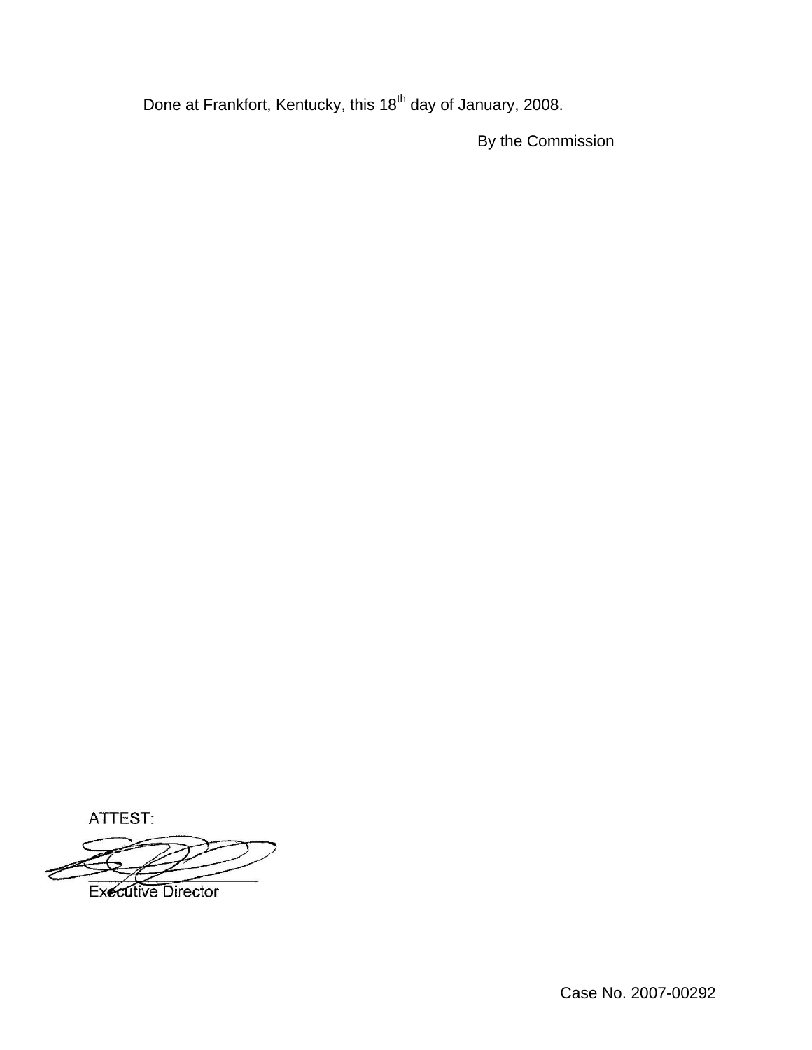Done at Frankfort, Kentucky, this 18th day of January, 2008.

By the Commission

ATTEST:

Executive Director

Case No. 2007-00292